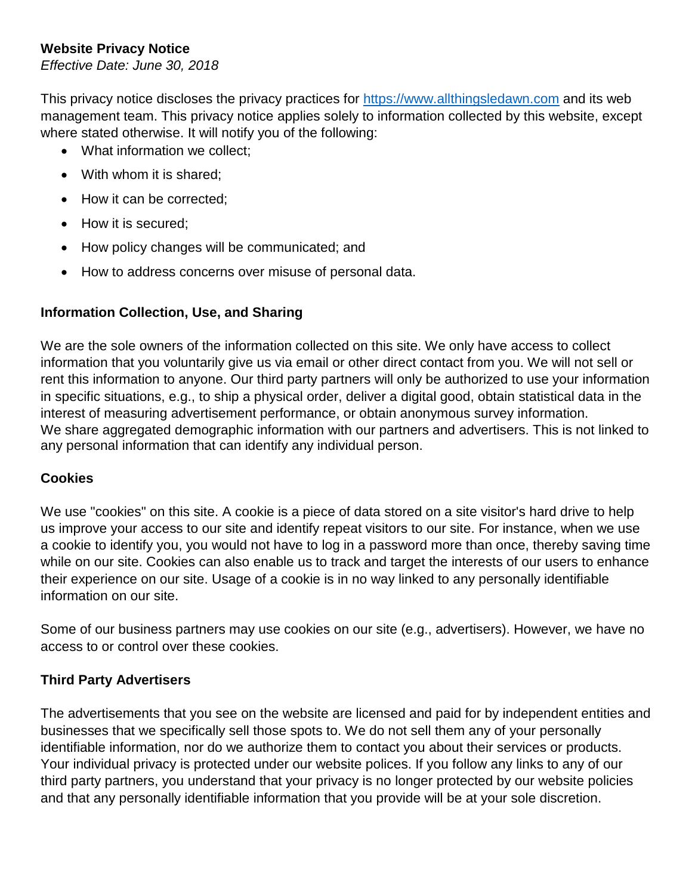# Website Privacy Notice

*Effective Date: June 30, 2018*

This privacy notice discloses the privacy practices for [https://www.allthingsledawn.com](https://www.allthingsledawn.com) and its web management team. This privacy notice applies solely to information collected by this website, except where stated otherwise. It will notify you of the following:

- What information we collect;
- With whom it is shared;
- How it can be corrected;
- How it is secured;
- How policy changes will be communicated; and
- How to address concerns over misuse of personal data.

## Information Collection, Use, and Sharing

We are the sole owners of the information collected on this site. We only have access to collect information that you voluntarily give us via email or other direct contact from you. We will not sell or rent this information to anyone. Our third party partners will only be authorized to use your information in specific situations, e.g., to ship a physical order, deliver a digital good, obtain statistical data in the interest of measuring advertisement performance, or obtain anonymous survey information.
We share aggregated demographic information with our partners and advertisers. This is not linked to any personal information that can identify any individual person.

## Cookies

We use "cookies" on this site. A cookie is a piece of data stored on a site visitor's hard drive to help us improve your access to our site and identify repeat visitors to our site. For instance, when we use a cookie to identify you, you would not have to log in a password more than once, thereby saving time while on our site. Cookies can also enable us to track and target the interests of our users to enhance their experience on our site. Usage of a cookie is in no way linked to any personally identifiable information on our site.

Some of our business partners may use cookies on our site (e.g., advertisers). However, we have no access to or control over these cookies.

## Third Party Advertisers

The advertisements that you see on the website are licensed and paid for by independent entities and businesses that we specifically sell those spots to. We do not sell them any of your personally identifiable information, nor do we authorize them to contact you about their services or products. Your individual privacy is protected under our website polices. If you follow any links to any of our third party partners, you understand that your privacy is no longer protected by our website policies and that any personally identifiable information that you provide will be at your sole discretion.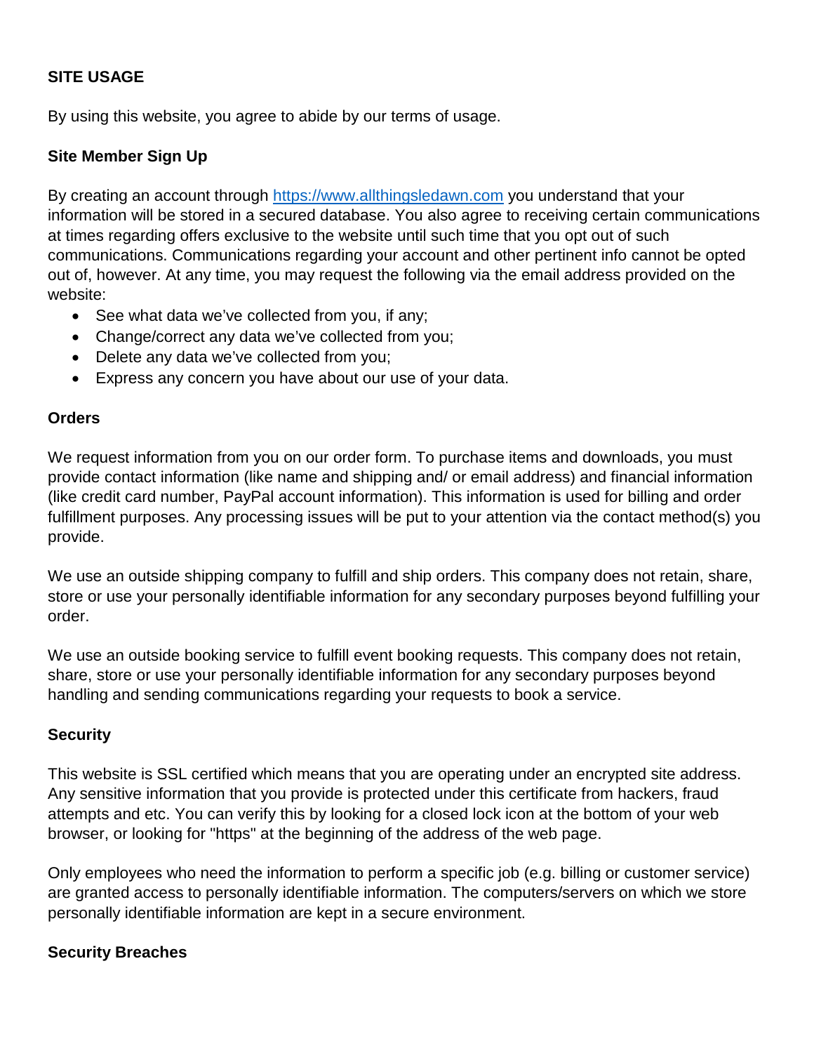**SITE USAGE**

By using this website, you agree to abide by our terms of usage.

**Site Member Sign Up**

By creating an account through [https://www.allthingsledawn.com](https://www.allthingsledawn.com) you understand that your information will be stored in a secured database. You also agree to receiving certain communications at times regarding offers exclusive to the website until such time that you opt out of such communications. Communications regarding your account and other pertinent info cannot be opted out of, however. At any time, you may request the following via the email address provided on the website:

- See what data we've collected from you, if any;
- Change/correct any data we've collected from you;
- Delete any data we've collected from you;
- Express any concern you have about our use of your data.

**Orders**

We request information from you on our order form. To purchase items and downloads, you must provide contact information (like name and shipping and/ or email address) and financial information (like credit card number, PayPal account information). This information is used for billing and order fulfillment purposes. Any processing issues will be put to your attention via the contact method(s) you provide.

We use an outside shipping company to fulfill and ship orders. This company does not retain, share, store or use your personally identifiable information for any secondary purposes beyond fulfilling your order.

We use an outside booking service to fulfill event booking requests. This company does not retain, share, store or use your personally identifiable information for any secondary purposes beyond handling and sending communications regarding your requests to book a service.

**Security**

This website is SSL certified which means that you are operating under an encrypted site address. Any sensitive information that you provide is protected under this certificate from hackers, fraud attempts and etc. You can verify this by looking for a closed lock icon at the bottom of your web browser, or looking for "https" at the beginning of the address of the web page.

Only employees who need the information to perform a specific job (e.g. billing or customer service) are granted access to personally identifiable information. The computers/servers on which we store personally identifiable information are kept in a secure environment.

**Security Breaches**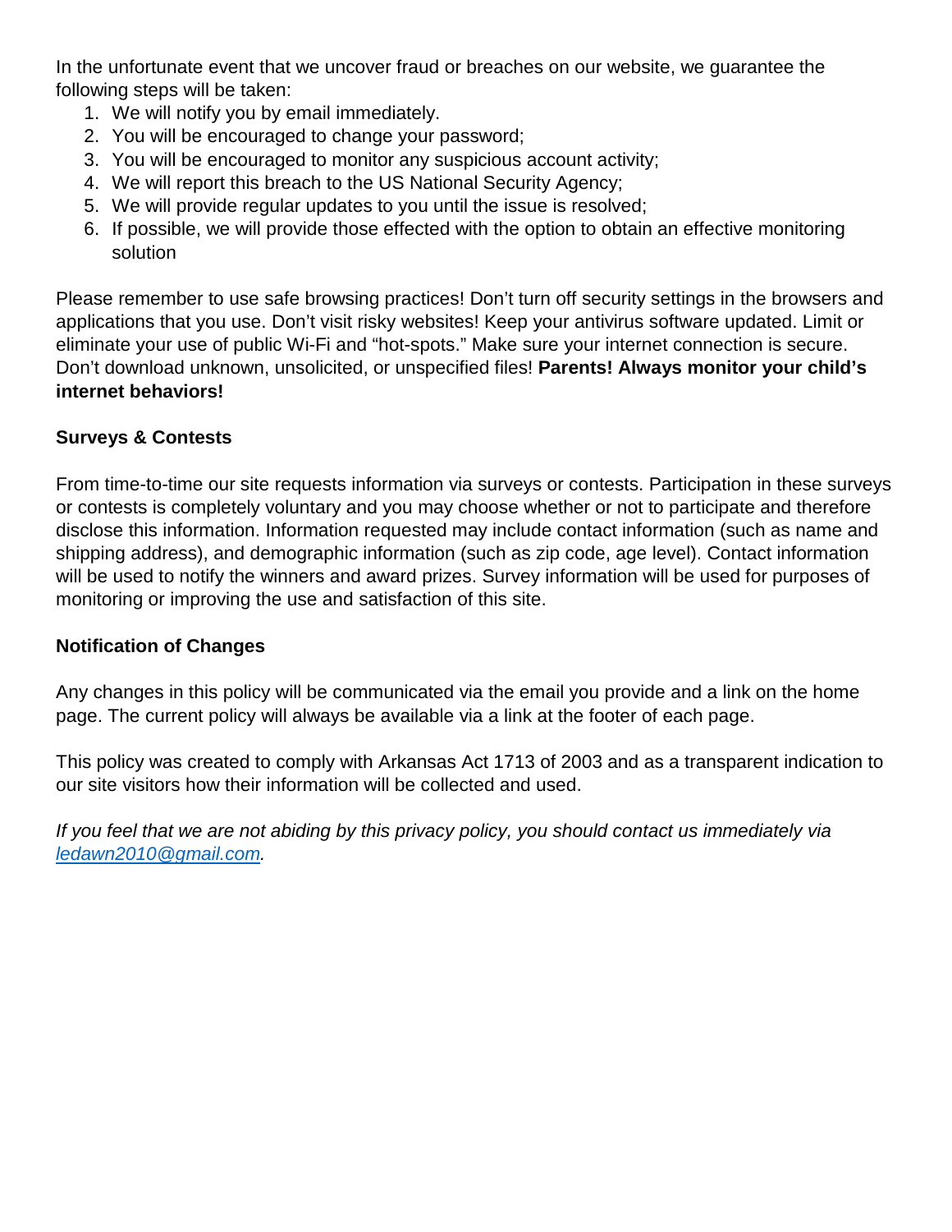In the unfortunate event that we uncover fraud or breaches on our website, we guarantee the following steps will be taken:

1. We will notify you by email immediately.
2. You will be encouraged to change your password;
3. You will be encouraged to monitor any suspicious account activity;
4. We will report this breach to the US National Security Agency;
5. We will provide regular updates to you until the issue is resolved;
6. If possible, we will provide those effected with the option to obtain an effective monitoring solution

Please remember to use safe browsing practices! Don't turn off security settings in the browsers and applications that you use. Don't visit risky websites! Keep your antivirus software updated. Limit or eliminate your use of public Wi-Fi and "hot-spots." Make sure your internet connection is secure. Don't download unknown, unsolicited, or unspecified files! **Parents! Always monitor your child's internet behaviors!**

**Surveys & Contests**

From time-to-time our site requests information via surveys or contests. Participation in these surveys or contests is completely voluntary and you may choose whether or not to participate and therefore disclose this information. Information requested may include contact information (such as name and shipping address), and demographic information (such as zip code, age level). Contact information will be used to notify the winners and award prizes. Survey information will be used for purposes of monitoring or improving the use and satisfaction of this site.

**Notification of Changes**

Any changes in this policy will be communicated via the email you provide and a link on the home page. The current policy will always be available via a link at the footer of each page.

This policy was created to comply with Arkansas Act 1713 of 2003 and as a transparent indication to our site visitors how their information will be collected and used.

*If you feel that we are not abiding by this privacy policy, you should contact us immediately via [ledawn2010@gmail.com](mailto:ledawn2010@gmail.com).*